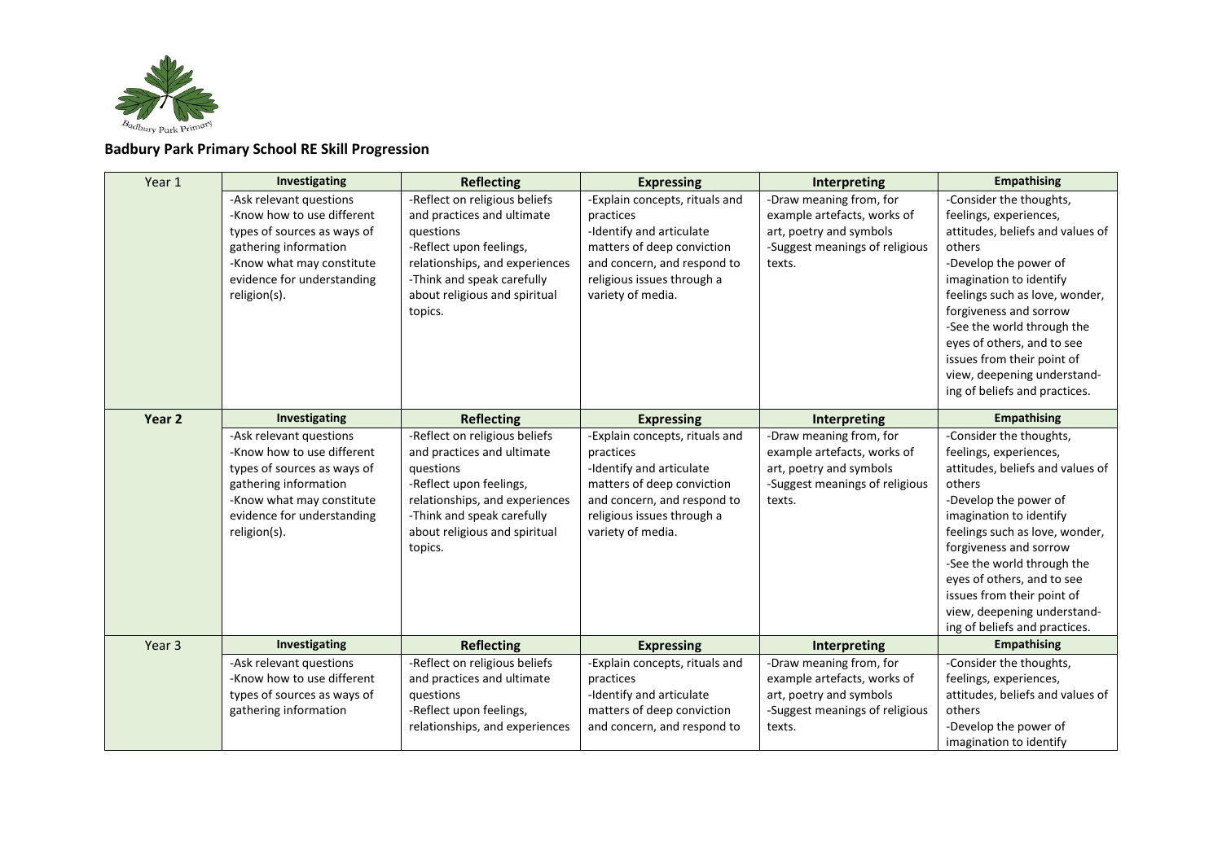## Badbury Park Primary School RE Skill Progression

| Year 1 | Investigating | Reflecting | Expressing | Interpreting | Empathising |
|---|---|---|---|---|---|
| | -Ask relevant questions<br>-Know how to use different types of sources as ways of gathering information<br>-Know what may constitute evidence for understanding religion(s). | -Reflect on religious beliefs and practices and ultimate questions<br>-Reflect upon feelings, relationships, and experiences<br>-Think and speak carefully about religious and spiritual topics. | -Explain concepts, rituals and practices<br>-Identify and articulate matters of deep conviction and concern, and respond to religious issues through a variety of media. | -Draw meaning from, for example artefacts, works of art, poetry and symbols<br>-Suggest meanings of religious texts. | -Consider the thoughts, feelings, experiences, attitudes, beliefs and values of others<br>-Develop the power of imagination to identify feelings such as love, wonder, forgiveness and sorrow<br>-See the world through the eyes of others, and to see issues from their point of view, deepening understand-ing of beliefs and practices. |
| **Year 2** | **Investigating** | **Reflecting** | **Expressing** | **Interpreting** | **Empathising** |
| | -Ask relevant questions<br>-Know how to use different types of sources as ways of gathering information<br>-Know what may constitute evidence for understanding religion(s). | -Reflect on religious beliefs and practices and ultimate questions<br>-Reflect upon feelings, relationships, and experiences<br>-Think and speak carefully about religious and spiritual topics. | -Explain concepts, rituals and practices<br>-Identify and articulate matters of deep conviction and concern, and respond to religious issues through a variety of media. | -Draw meaning from, for example artefacts, works of art, poetry and symbols<br>-Suggest meanings of religious texts. | -Consider the thoughts, feelings, experiences, attitudes, beliefs and values of others<br>-Develop the power of imagination to identify feelings such as love, wonder, forgiveness and sorrow<br>-See the world through the eyes of others, and to see issues from their point of view, deepening understand-ing of beliefs and practices. |
| Year 3 | **Investigating** | **Reflecting** | **Expressing** | **Interpreting** | **Empathising** |
| | -Ask relevant questions<br>-Know how to use different types of sources as ways of gathering information | -Reflect on religious beliefs and practices and ultimate questions<br>-Reflect upon feelings, relationships, and experiences | -Explain concepts, rituals and practices<br>-Identify and articulate matters of deep conviction and concern, and respond to | -Draw meaning from, for example artefacts, works of art, poetry and symbols<br>-Suggest meanings of religious texts. | -Consider the thoughts, feelings, experiences, attitudes, beliefs and values of others<br>-Develop the power of imagination to identify |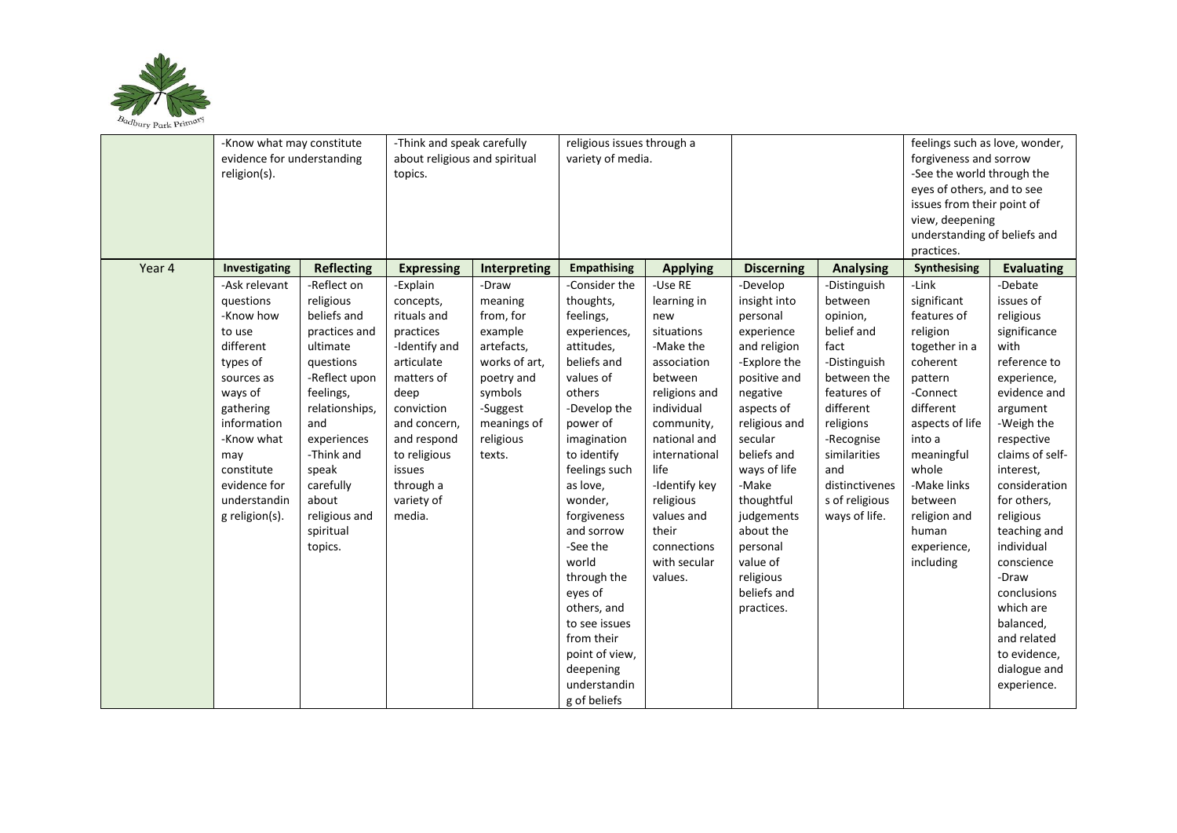| | | | | | | | | | | |
|---|---|---|---|---|---|---|---|---|---|---|
| | -Know what may constitute evidence for understanding religion(s). | | -Think and speak carefully about religious and spiritual topics. | | religious issues through a variety of media. | | | | feelings such as love, wonder, forgiveness and sorrow -See the world through the eyes of others, and to see issues from their point of view, deepening understanding of beliefs and practices. | |
| Year 4 | **Investigating** | **Reflecting** | **Expressing** | **Interpreting** | **Empathising** | **Applying** | **Discerning** | **Analysing** | **Synthesising** | **Evaluating** |
| | -Ask relevant questions -Know how to use different types of sources as ways of gathering information -Know what may constitute evidence for understanding religion(s). | -Reflect on religious beliefs and practices and ultimate questions -Reflect upon feelings, relationships, and experiences -Think and speak carefully about religious and spiritual topics. | -Explain concepts, rituals and practices -Identify and articulate matters of deep conviction and concern, and respond to religious issues through a variety of media. | -Draw meaning from, for example artefacts, works of art, poetry and symbols -Suggest meanings of religious texts. | -Consider the thoughts, feelings, experiences, attitudes, beliefs and values of others -Develop the power of imagination to identify feelings such as love, wonder, forgiveness and sorrow -See the world through the eyes of others, and to see issues from their point of view, deepening understanding of beliefs | -Use RE learning in new situations -Make the association between religions and individual community, national and international life -Identify key religious values and their connections with secular values. | -Develop insight into personal experience and religion -Explore the positive and negative aspects of religious and secular beliefs and ways of life -Make thoughtful judgements about the personal value of religious beliefs and practices. | -Distinguish between opinion, belief and fact -Distinguish between the features of different religions -Recognise similarities and distinctiveness of religious ways of life. | -Link significant features of religion together in a coherent pattern -Connect different aspects of life into a meaningful whole -Make links between religion and human experience, including | -Debate issues of religious significance with reference to experience, evidence and argument -Weigh the respective claims of self-interest, consideration for others, religious teaching and individual conscience -Draw conclusions which are balanced, and related to evidence, dialogue and experience. |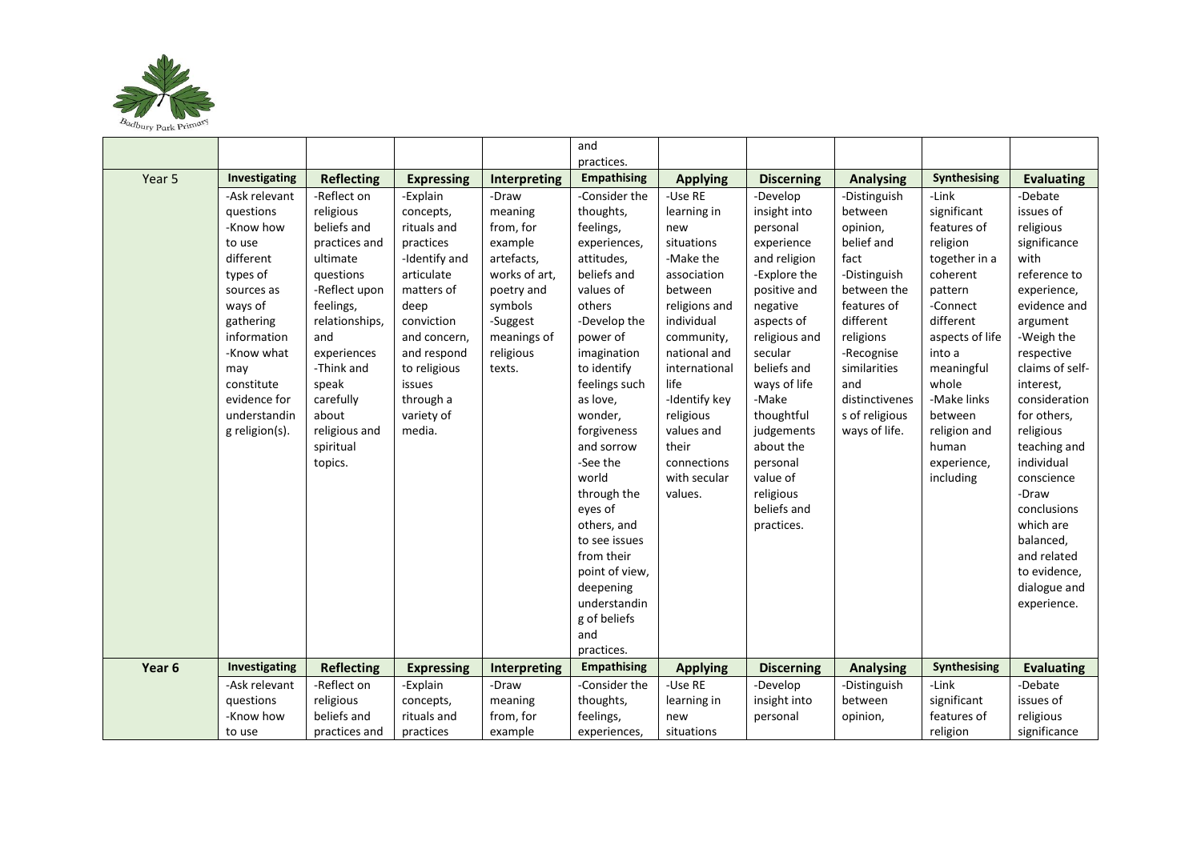| | | | | | | | | | | |
|---|---|---|---|---|---|---|---|---|---|---|
| | | | | | and practices. | | | | | |
| Year 5 | **Investigating** | **Reflecting** | **Expressing** | **Interpreting** | **Empathising** | **Applying** | **Discerning** | **Analysing** | **Synthesising** | **Evaluating** |
| | -Ask relevant questions -Know how to use different types of sources as ways of gathering information -Know what may constitute evidence for understanding religion(s). | -Reflect on religious beliefs and practices and ultimate questions -Reflect upon feelings, relationships, and experiences -Think and speak carefully about religious and spiritual topics. | -Explain concepts, rituals and practices -Identify and articulate matters of deep conviction and concern, and respond to religious issues through a variety of media. | -Draw meaning from, for example artefacts, works of art, poetry and symbols -Suggest meanings of religious texts. | -Consider the thoughts, feelings, experiences, attitudes, beliefs and values of others -Develop the power of imagination to identify feelings such as love, wonder, forgiveness and sorrow -See the world through the eyes of others, and to see issues from their point of view, deepening understanding of beliefs and practices. | -Use RE learning in new situations -Make the association between religions and individual community, national and international life -Identify key religious values and their connections with secular values. | -Develop insight into personal experience and religion -Explore the positive and negative aspects of religious and secular beliefs and ways of life -Make thoughtful judgements about the personal value of religious beliefs and practices. | -Distinguish between opinion, belief and fact -Distinguish between the features of different religions -Recognise similarities and distinctiveness of religious ways of life. | -Link significant features of religion together in a coherent pattern -Connect different aspects of life into a meaningful whole -Make links between religion and human experience, including | -Debate issues of religious significance with reference to experience, evidence and argument -Weigh the respective claims of self-interest, consideration for others, religious teaching and individual conscience -Draw conclusions which are balanced, and related to evidence, dialogue and experience. |
| **Year 6** | **Investigating** | **Reflecting** | **Expressing** | **Interpreting** | **Empathising** | **Applying** | **Discerning** | **Analysing** | **Synthesising** | **Evaluating** |
| | -Ask relevant questions -Know how to use | -Reflect on religious beliefs and practices and | -Explain concepts, rituals and practices | -Draw meaning from, for example | -Consider the thoughts, feelings, experiences, | -Use RE learning in new situations | -Develop insight into personal | -Distinguish between opinion, | -Link significant features of religion | -Debate issues of religious significance |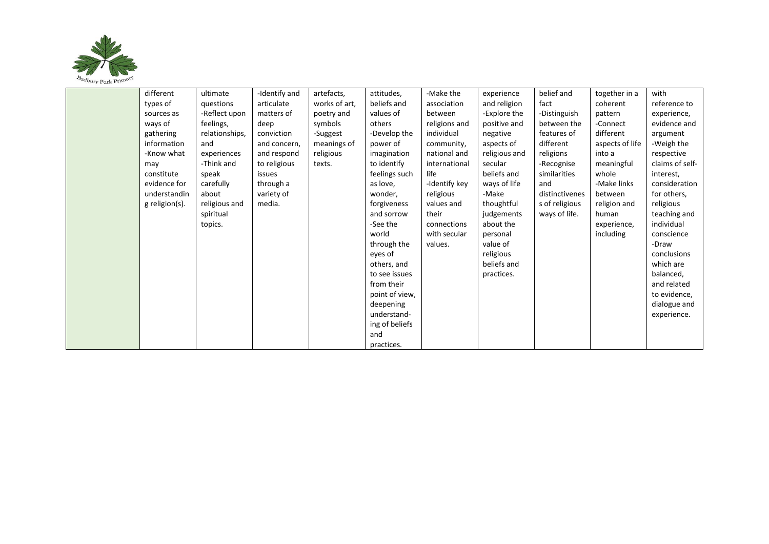| | | | | | | | | | | |
|---|---|---|---|---|---|---|---|---|---|---|
| | different types of sources as ways of gathering information -Know what may constitute evidence for understanding religion(s). | ultimate questions -Reflect upon feelings, relationships, and experiences -Think and speak carefully about religious and spiritual topics. | -Identify and articulate matters of deep conviction and concern, and respond to religious issues through a variety of media. | artefacts, works of art, poetry and symbols -Suggest meanings of religious texts. | attitudes, beliefs and values of others -Develop the power of imagination to identify feelings such as love, wonder, forgiveness and sorrow -See the world through the eyes of others, and to see issues from their point of view, deepening understanding of beliefs and practices. | -Make the association between religions and individual community, national and international life -Identify key religious values and their connections with secular values. | experience and religion -Explore the positive and negative aspects of religious and secular beliefs and ways of life -Make thoughtful judgements about the personal value of religious beliefs and practices. | belief and fact -Distinguish between the features of different religions -Recognise similarities and distinctiveness of religious ways of life. | together in a coherent pattern -Connect different aspects of life into a meaningful whole -Make links between religion and human experience, including | with reference to experience, evidence and argument -Weigh the respective claims of self-interest, consideration for others, religious teaching and individual conscience -Draw conclusions which are balanced, and related to evidence, dialogue and experience. |